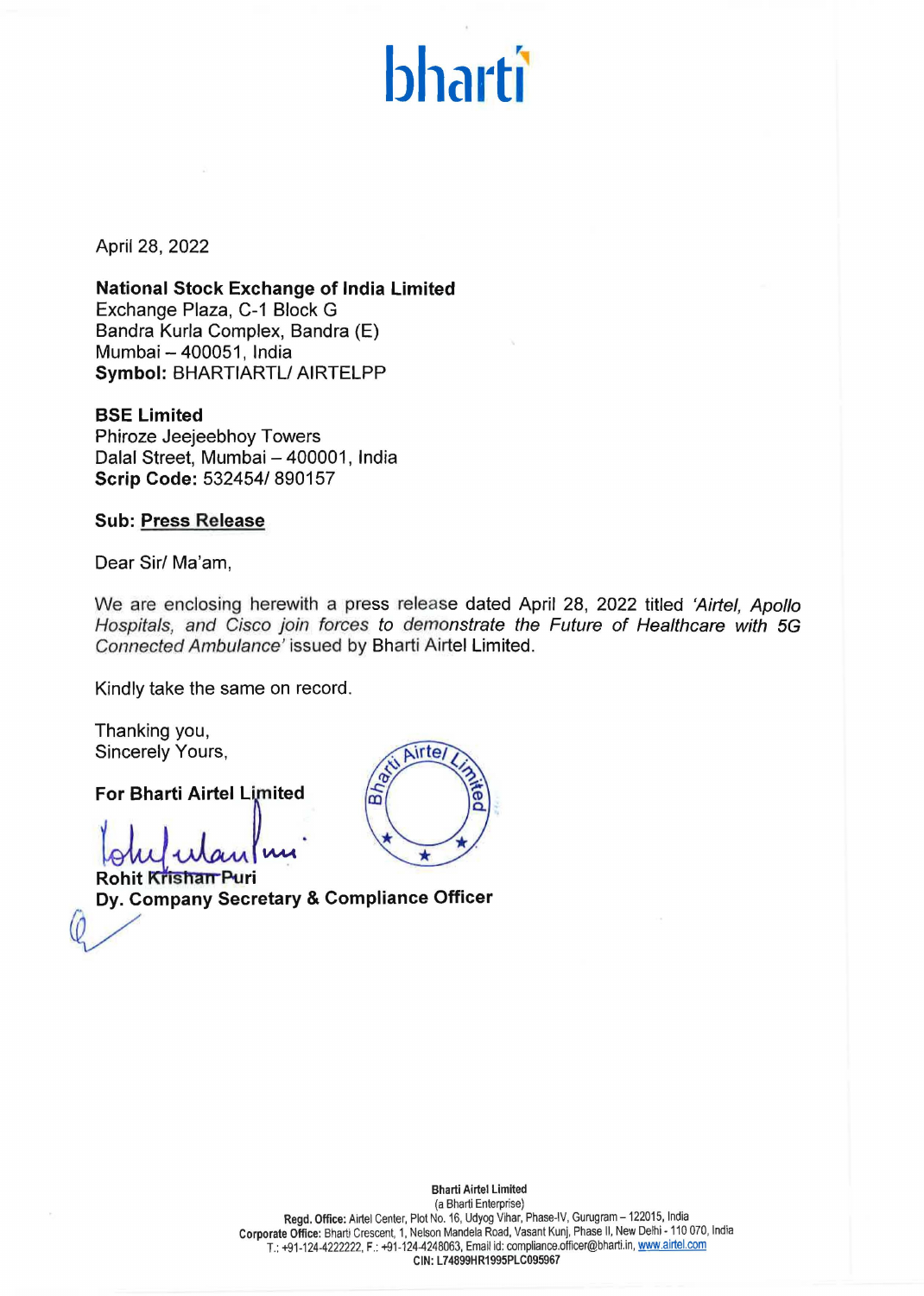bharti

April 28, 2022

**National Stock Exchange of India Limited**
Exchange Plaza, C-1 Block G
Bandra Kurla Complex, Bandra (E)
Mumbai – 400051, India
**Symbol:** BHARTIARTL/ AIRTELPP

**BSE Limited**
Phiroze Jeejeebhoy Towers
Dalal Street, Mumbai – 400001, India
**Scrip Code:** 532454/ 890157

**Sub: Press Release**

Dear Sir/ Ma'am,

We are enclosing herewith a press release dated April 28, 2022 titled *'Airtel, Apollo Hospitals, and Cisco join forces to demonstrate the Future of Healthcare with 5G Connected Ambulance'* issued by Bharti Airtel Limited.

Kindly take the same on record.

Thanking you,
Sincerely Yours,

**For Bharti Airtel Limited**

Rohit Krishan Puri
**Dy. Company Secretary & Compliance Officer**

**Bharti Airtel Limited**
(a Bharti Enterprise)
**Regd. Office:** Airtel Center, Plot No. 16, Udyog Vihar, Phase-IV, Gurugram – 122015, India
**Corporate Office:** Bharti Crescent, 1, Nelson Mandela Road, Vasant Kunj, Phase II, New Delhi - 110 070, India
T.: +91-124-4222222, F.: +91-124-4248063, Email id: compliance.officer@bharti.in, www.airtel.com
**CIN: L74899HR1995PLC095967**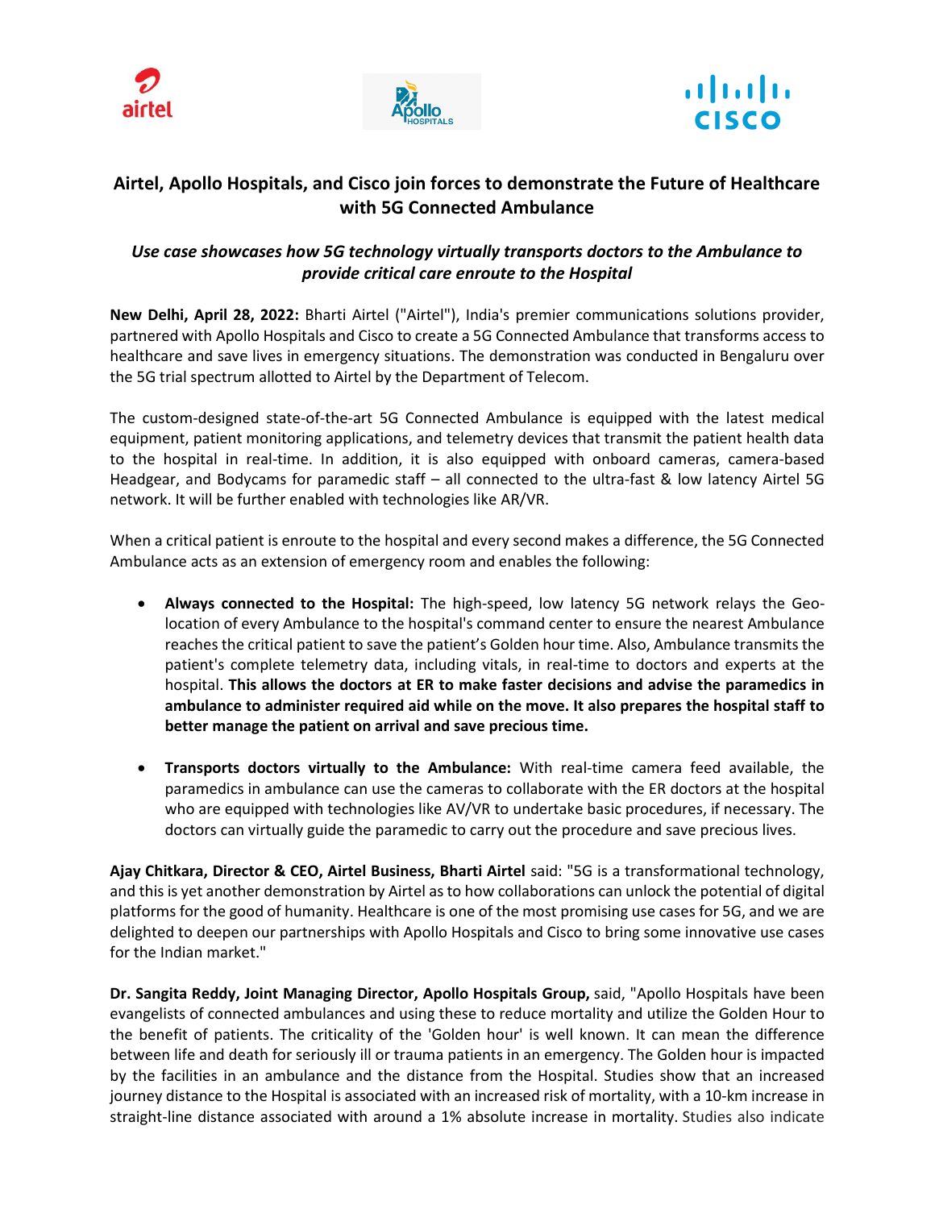## Airtel, Apollo Hospitals, and Cisco join forces to demonstrate the Future of Healthcare with 5G Connected Ambulance

*Use case showcases how 5G technology virtually transports doctors to the Ambulance to provide critical care enroute to the Hospital*

**New Delhi, April 28, 2022:** Bharti Airtel ("Airtel"), India's premier communications solutions provider, partnered with Apollo Hospitals and Cisco to create a 5G Connected Ambulance that transforms access to healthcare and save lives in emergency situations. The demonstration was conducted in Bengaluru over the 5G trial spectrum allotted to Airtel by the Department of Telecom.

The custom-designed state-of-the-art 5G Connected Ambulance is equipped with the latest medical equipment, patient monitoring applications, and telemetry devices that transmit the patient health data to the hospital in real-time. In addition, it is also equipped with onboard cameras, camera-based Headgear, and Bodycams for paramedic staff – all connected to the ultra-fast & low latency Airtel 5G network. It will be further enabled with technologies like AR/VR.

When a critical patient is enroute to the hospital and every second makes a difference, the 5G Connected Ambulance acts as an extension of emergency room and enables the following:

- **Always connected to the Hospital:** The high-speed, low latency 5G network relays the Geo-location of every Ambulance to the hospital's command center to ensure the nearest Ambulance reaches the critical patient to save the patient's Golden hour time. Also, Ambulance transmits the patient's complete telemetry data, including vitals, in real-time to doctors and experts at the hospital. **This allows the doctors at ER to make faster decisions and advise the paramedics in ambulance to administer required aid while on the move. It also prepares the hospital staff to better manage the patient on arrival and save precious time.**

- **Transports doctors virtually to the Ambulance:** With real-time camera feed available, the paramedics in ambulance can use the cameras to collaborate with the ER doctors at the hospital who are equipped with technologies like AV/VR to undertake basic procedures, if necessary. The doctors can virtually guide the paramedic to carry out the procedure and save precious lives.

**Ajay Chitkara, Director & CEO, Airtel Business, Bharti Airtel** said: "5G is a transformational technology, and this is yet another demonstration by Airtel as to how collaborations can unlock the potential of digital platforms for the good of humanity. Healthcare is one of the most promising use cases for 5G, and we are delighted to deepen our partnerships with Apollo Hospitals and Cisco to bring some innovative use cases for the Indian market."

**Dr. Sangita Reddy, Joint Managing Director, Apollo Hospitals Group,** said, "Apollo Hospitals have been evangelists of connected ambulances and using these to reduce mortality and utilize the Golden Hour to the benefit of patients. The criticality of the 'Golden hour' is well known. It can mean the difference between life and death for seriously ill or trauma patients in an emergency. The Golden hour is impacted by the facilities in an ambulance and the distance from the Hospital. Studies show that an increased journey distance to the Hospital is associated with an increased risk of mortality, with a 10-km increase in straight-line distance associated with around a 1% absolute increase in mortality. Studies also indicate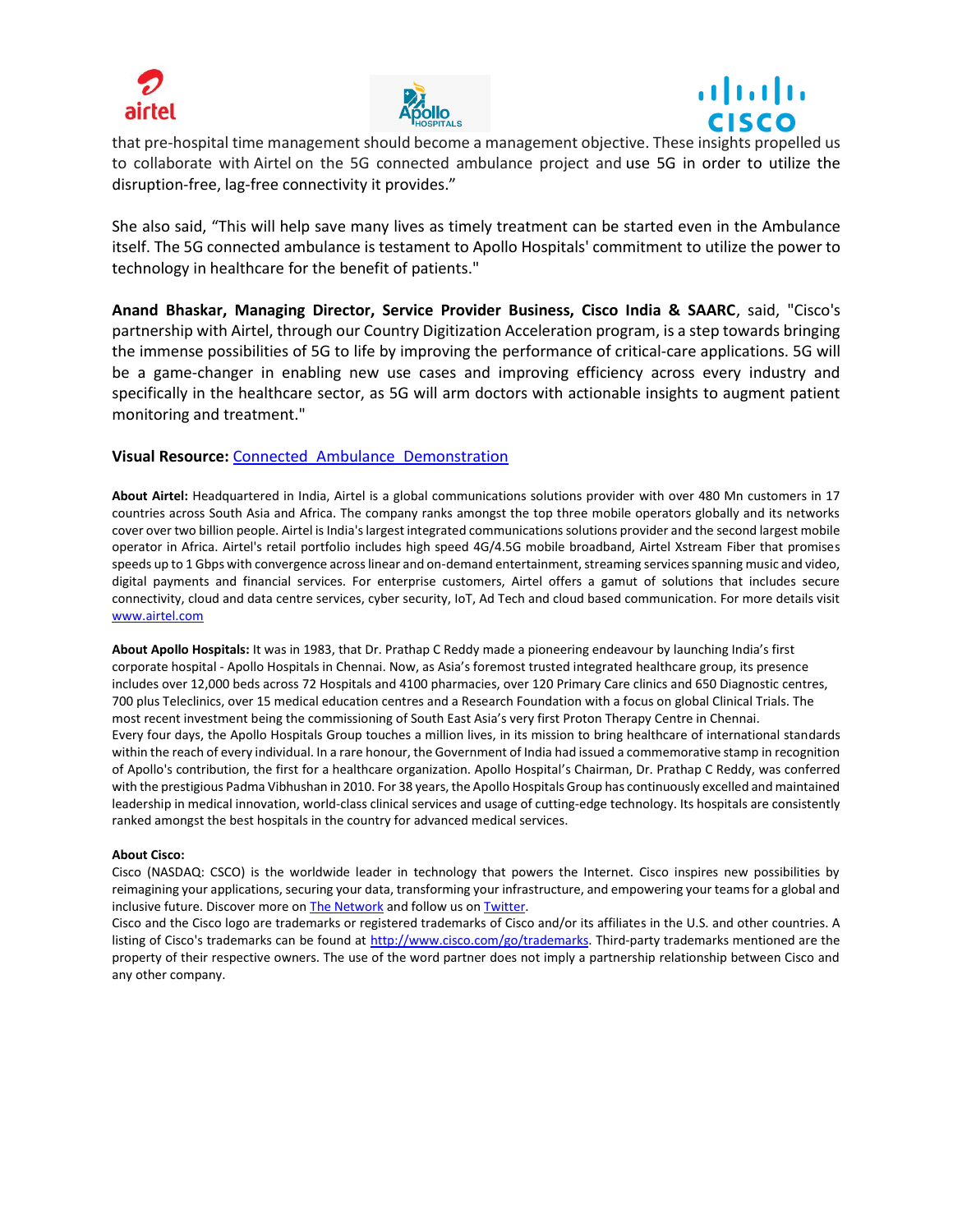that pre-hospital time management should become a management objective. These insights propelled us to collaborate with Airtel on the 5G connected ambulance project and use 5G in order to utilize the disruption-free, lag-free connectivity it provides."

She also said, "This will help save many lives as timely treatment can be started even in the Ambulance itself. The 5G connected ambulance is testament to Apollo Hospitals' commitment to utilize the power to technology in healthcare for the benefit of patients."

**Anand Bhaskar, Managing Director, Service Provider Business, Cisco India & SAARC**, said, "Cisco's partnership with Airtel, through our Country Digitization Acceleration program, is a step towards bringing the immense possibilities of 5G to life by improving the performance of critical-care applications. 5G will be a game-changer in enabling new use cases and improving efficiency across every industry and specifically in the healthcare sector, as 5G will arm doctors with actionable insights to augment patient monitoring and treatment."

**Visual Resource:** Connected Ambulance Demonstration

**About Airtel:** Headquartered in India, Airtel is a global communications solutions provider with over 480 Mn customers in 17 countries across South Asia and Africa. The company ranks amongst the top three mobile operators globally and its networks cover over two billion people. Airtel is India's largest integrated communications solutions provider and the second largest mobile operator in Africa. Airtel's retail portfolio includes high speed 4G/4.5G mobile broadband, Airtel Xstream Fiber that promises speeds up to 1 Gbps with convergence across linear and on-demand entertainment, streaming services spanning music and video, digital payments and financial services. For enterprise customers, Airtel offers a gamut of solutions that includes secure connectivity, cloud and data centre services, cyber security, IoT, Ad Tech and cloud based communication. For more details visit www.airtel.com

**About Apollo Hospitals:** It was in 1983, that Dr. Prathap C Reddy made a pioneering endeavour by launching India's first corporate hospital - Apollo Hospitals in Chennai. Now, as Asia's foremost trusted integrated healthcare group, its presence includes over 12,000 beds across 72 Hospitals and 4100 pharmacies, over 120 Primary Care clinics and 650 Diagnostic centres, 700 plus Teleclinics, over 15 medical education centres and a Research Foundation with a focus on global Clinical Trials. The most recent investment being the commissioning of South East Asia's very first Proton Therapy Centre in Chennai. Every four days, the Apollo Hospitals Group touches a million lives, in its mission to bring healthcare of international standards within the reach of every individual. In a rare honour, the Government of India had issued a commemorative stamp in recognition of Apollo's contribution, the first for a healthcare organization. Apollo Hospital's Chairman, Dr. Prathap C Reddy, was conferred with the prestigious Padma Vibhushan in 2010. For 38 years, the Apollo Hospitals Group has continuously excelled and maintained leadership in medical innovation, world-class clinical services and usage of cutting-edge technology. Its hospitals are consistently ranked amongst the best hospitals in the country for advanced medical services.

**About Cisco:**

Cisco (NASDAQ: CSCO) is the worldwide leader in technology that powers the Internet. Cisco inspires new possibilities by reimagining your applications, securing your data, transforming your infrastructure, and empowering your teams for a global and inclusive future. Discover more on The Network and follow us on Twitter.

Cisco and the Cisco logo are trademarks or registered trademarks of Cisco and/or its affiliates in the U.S. and other countries. A listing of Cisco's trademarks can be found at http://www.cisco.com/go/trademarks. Third-party trademarks mentioned are the property of their respective owners. The use of the word partner does not imply a partnership relationship between Cisco and any other company.